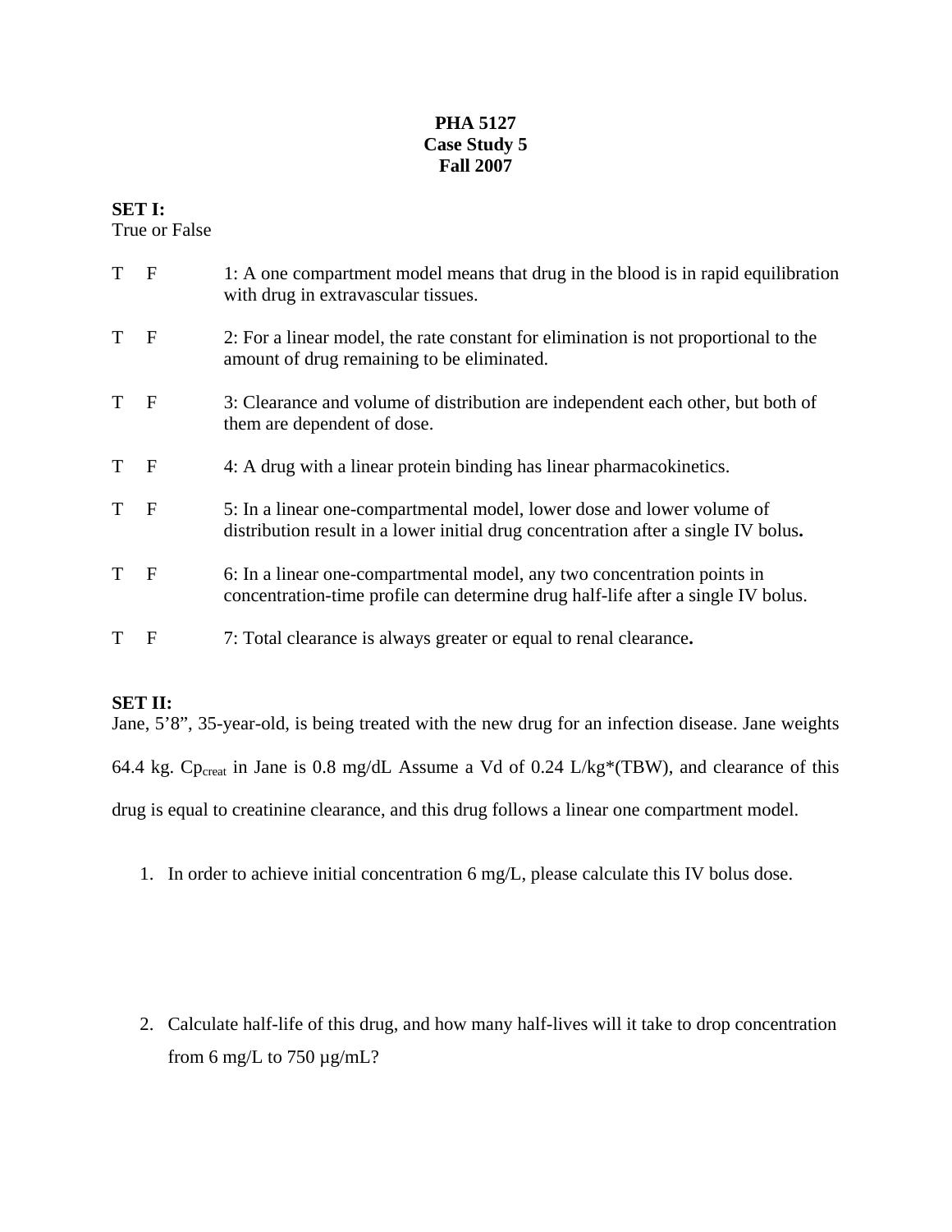**PHA 5127**
**Case Study 5**
**Fall 2007**

**SET I:**
True or False

T F 1: A one compartment model means that drug in the blood is in rapid equilibration with drug in extravascular tissues.

T F 2: For a linear model, the rate constant for elimination is not proportional to the amount of drug remaining to be eliminated.

T F 3: Clearance and volume of distribution are independent each other, but both of them are dependent of dose.

T F 4: A drug with a linear protein binding has linear pharmacokinetics.

T F 5: In a linear one-compartmental model, lower dose and lower volume of distribution result in a lower initial drug concentration after a single IV bolus**.**

T F 6: In a linear one-compartmental model, any two concentration points in concentration-time profile can determine drug half-life after a single IV bolus.

T F 7: Total clearance is always greater or equal to renal clearance**.**

**SET II:**
Jane, 5'8", 35-year-old, is being treated with the new drug for an infection disease. Jane weights 64.4 kg. $Cp_{creat}$ in Jane is 0.8 mg/dL Assume a Vd of 0.24 L/kg*(TBW), and clearance of this drug is equal to creatinine clearance, and this drug follows a linear one compartment model.

1. In order to achieve initial concentration 6 mg/L, please calculate this IV bolus dose.

2. Calculate half-life of this drug, and how many half-lives will it take to drop concentration from 6 mg/L to 750 µg/mL?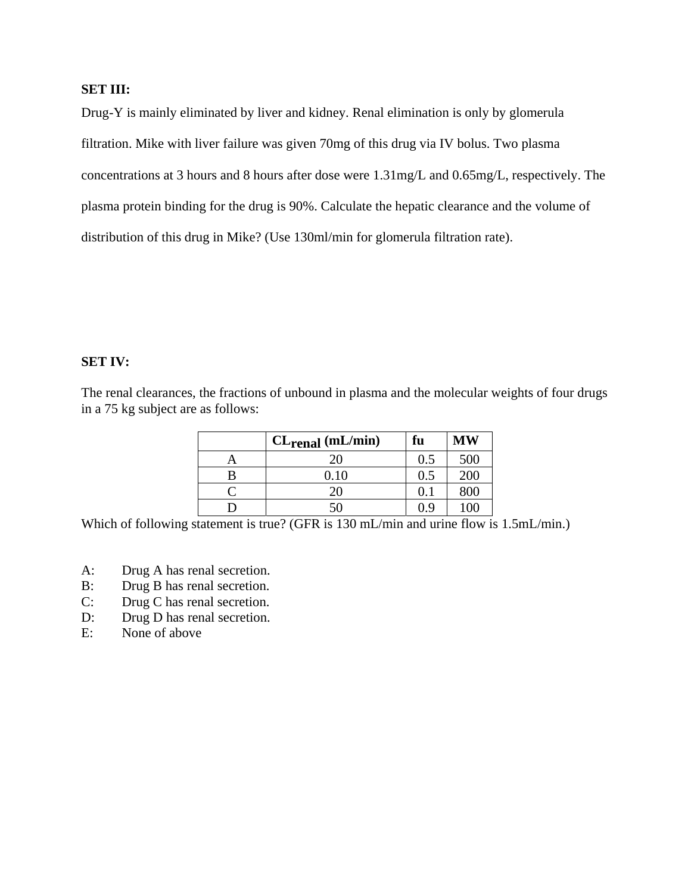**SET III:**

Drug-Y is mainly eliminated by liver and kidney. Renal elimination is only by glomerula filtration. Mike with liver failure was given 70mg of this drug via IV bolus. Two plasma concentrations at 3 hours and 8 hours after dose were 1.31mg/L and 0.65mg/L, respectively. The plasma protein binding for the drug is 90%. Calculate the hepatic clearance and the volume of distribution of this drug in Mike? (Use 130ml/min for glomerula filtration rate).

**SET IV:**

The renal clearances, the fractions of unbound in plasma and the molecular weights of four drugs in a 75 kg subject are as follows:

| | $CL_{renal}$ (mL/min) | fu | MW |
|---|---|---|---|
| A | 20 | 0.5 | 500 |
| B | 0.10 | 0.5 | 200 |
| C | 20 | 0.1 | 800 |
| D | 50 | 0.9 | 100 |

Which of following statement is true? (GFR is 130 mL/min and urine flow is 1.5mL/min.)

A: Drug A has renal secretion.
B: Drug B has renal secretion.
C: Drug C has renal secretion.
D: Drug D has renal secretion.
E: None of above